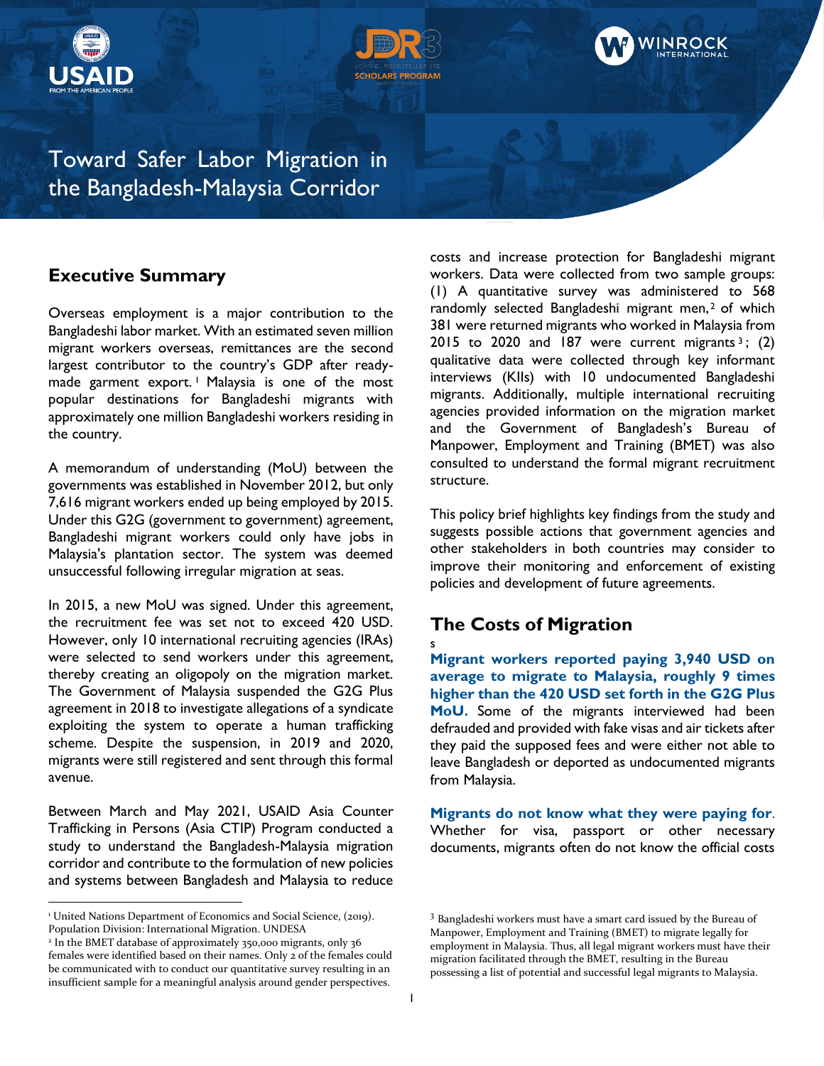# Toward Safer Labor Migration in the Bangladesh-Malaysia Corridor

## Executive Summary

Overseas employment is a major contribution to the Bangladeshi labor market. With an estimated seven million migrant workers overseas, remittances are the second largest contributor to the country's GDP after ready-made garment export.[1] Malaysia is one of the most popular destinations for Bangladeshi migrants with approximately one million Bangladeshi workers residing in the country.

A memorandum of understanding (MoU) between the governments was established in November 2012, but only 7,616 migrant workers ended up being employed by 2015. Under this G2G (government to government) agreement, Bangladeshi migrant workers could only have jobs in Malaysia's plantation sector. The system was deemed unsuccessful following irregular migration at seas.

In 2015, a new MoU was signed. Under this agreement, the recruitment fee was set not to exceed 420 USD. However, only 10 international recruiting agencies (IRAs) were selected to send workers under this agreement, thereby creating an oligopoly on the migration market. The Government of Malaysia suspended the G2G Plus agreement in 2018 to investigate allegations of a syndicate exploiting the system to operate a human trafficking scheme. Despite the suspension, in 2019 and 2020, migrants were still registered and sent through this formal avenue.

Between March and May 2021, USAID Asia Counter Trafficking in Persons (Asia CTIP) Program conducted a study to understand the Bangladesh-Malaysia migration corridor and contribute to the formulation of new policies and systems between Bangladesh and Malaysia to reduce costs and increase protection for Bangladeshi migrant workers. Data were collected from two sample groups: (1) A quantitative survey was administered to 568 randomly selected Bangladeshi migrant men,[2] of which 381 were returned migrants who worked in Malaysia from 2015 to 2020 and 187 were current migrants[3]; (2) qualitative data were collected through key informant interviews (KIIs) with 10 undocumented Bangladeshi migrants. Additionally, multiple international recruiting agencies provided information on the migration market and the Government of Bangladesh's Bureau of Manpower, Employment and Training (BMET) was also consulted to understand the formal migrant recruitment structure.

This policy brief highlights key findings from the study and suggests possible actions that government agencies and other stakeholders in both countries may consider to improve their monitoring and enforcement of existing policies and development of future agreements.

## The Costs of Migration

s

**Migrant workers reported paying 3,940 USD on average to migrate to Malaysia, roughly 9 times higher than the 420 USD set forth in the G2G Plus MoU.** Some of the migrants interviewed had been defrauded and provided with fake visas and air tickets after they paid the supposed fees and were either not able to leave Bangladesh or deported as undocumented migrants from Malaysia.

**Migrants do not know what they were paying for.** Whether for visa, passport or other necessary documents, migrants often do not know the official costs

---

[1] United Nations Department of Economics and Social Science, (2019). Population Division: International Migration. UNDESA

[2] In the BMET database of approximately 350,000 migrants, only 36 females were identified based on their names. Only 2 of the females could be communicated with to conduct our quantitative survey resulting in an insufficient sample for a meaningful analysis around gender perspectives.

[3] Bangladeshi workers must have a smart card issued by the Bureau of Manpower, Employment and Training (BMET) to migrate legally for employment in Malaysia. Thus, all legal migrant workers must have their migration facilitated through the BMET, resulting in the Bureau possessing a list of potential and successful legal migrants to Malaysia.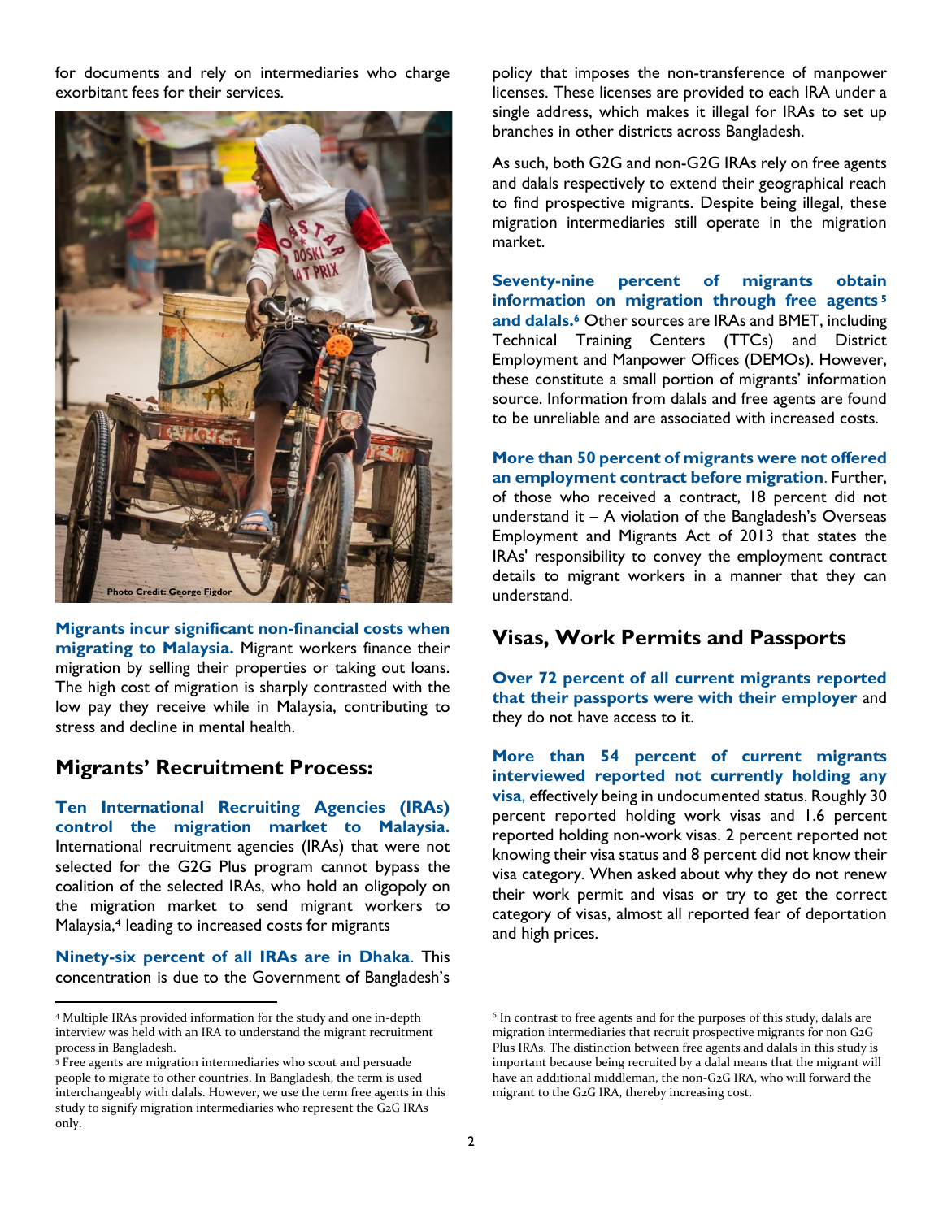for documents and rely on intermediaries who charge exorbitant fees for their services.

Photo Credit: George Figdor

**Migrants incur significant non-financial costs when migrating to Malaysia.** Migrant workers finance their migration by selling their properties or taking out loans. The high cost of migration is sharply contrasted with the low pay they receive while in Malaysia, contributing to stress and decline in mental health.

## Migrants' Recruitment Process:

**Ten International Recruiting Agencies (IRAs) control the migration market to Malaysia.** International recruitment agencies (IRAs) that were not selected for the G2G Plus program cannot bypass the coalition of the selected IRAs, who hold an oligopoly on the migration market to send migrant workers to Malaysia,[4] leading to increased costs for migrants

**Ninety-six percent of all IRAs are in Dhaka**. This concentration is due to the Government of Bangladesh's policy that imposes the non-transference of manpower licenses. These licenses are provided to each IRA under a single address, which makes it illegal for IRAs to set up branches in other districts across Bangladesh.

As such, both G2G and non-G2G IRAs rely on free agents and dalals respectively to extend their geographical reach to find prospective migrants. Despite being illegal, these migration intermediaries still operate in the migration market.

**Seventy-nine percent of migrants obtain information on migration through free agents[5] and dalals.[6]** Other sources are IRAs and BMET, including Technical Training Centers (TTCs) and District Employment and Manpower Offices (DEMOs). However, these constitute a small portion of migrants' information source. Information from dalals and free agents are found to be unreliable and are associated with increased costs.

**More than 50 percent of migrants were not offered an employment contract before migration**. Further, of those who received a contract, 18 percent did not understand it – A violation of the Bangladesh's Overseas Employment and Migrants Act of 2013 that states the IRAs' responsibility to convey the employment contract details to migrant workers in a manner that they can understand.

## Visas, Work Permits and Passports

**Over 72 percent of all current migrants reported that their passports were with their employer** and they do not have access to it.

**More than 54 percent of current migrants interviewed reported not currently holding any visa**, effectively being in undocumented status. Roughly 30 percent reported holding work visas and 1.6 percent reported holding non-work visas. 2 percent reported not knowing their visa status and 8 percent did not know their visa category. When asked about why they do not renew their work permit and visas or try to get the correct category of visas, almost all reported fear of deportation and high prices.

---

[4] Multiple IRAs provided information for the study and one in-depth interview was held with an IRA to understand the migrant recruitment process in Bangladesh.

[5] Free agents are migration intermediaries who scout and persuade people to migrate to other countries. In Bangladesh, the term is used interchangeably with dalals. However, we use the term free agents in this study to signify migration intermediaries who represent the G2G IRAs only.

[6] In contrast to free agents and for the purposes of this study, dalals are migration intermediaries that recruit prospective migrants for non G2G Plus IRAs. The distinction between free agents and dalals in this study is important because being recruited by a dalal means that the migrant will have an additional middleman, the non-G2G IRA, who will forward the migrant to the G2G IRA, thereby increasing cost.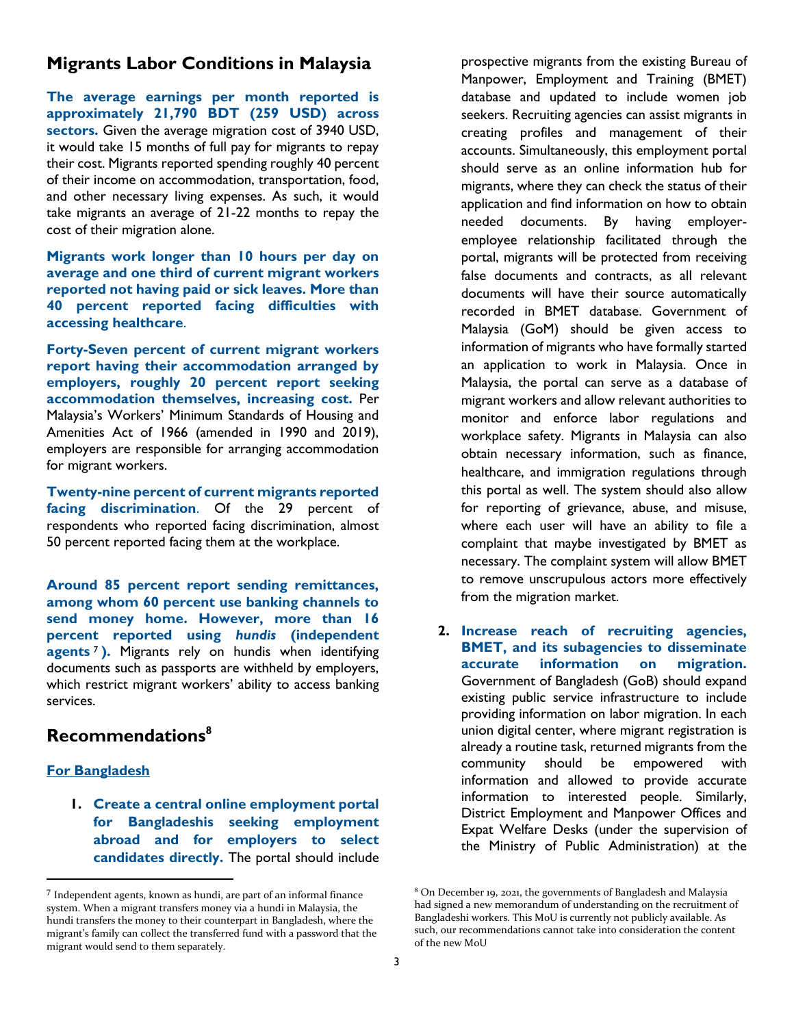## Migrants Labor Conditions in Malaysia

**The average earnings per month reported is approximately 21,790 BDT (259 USD) across sectors.** Given the average migration cost of 3940 USD, it would take 15 months of full pay for migrants to repay their cost. Migrants reported spending roughly 40 percent of their income on accommodation, transportation, food, and other necessary living expenses. As such, it would take migrants an average of 21-22 months to repay the cost of their migration alone.

**Migrants work longer than 10 hours per day on average and one third of current migrant workers reported not having paid or sick leaves. More than 40 percent reported facing difficulties with accessing healthcare**.

**Forty-Seven percent of current migrant workers report having their accommodation arranged by employers, roughly 20 percent report seeking accommodation themselves, increasing cost.** Per Malaysia's Workers' Minimum Standards of Housing and Amenities Act of 1966 (amended in 1990 and 2019), employers are responsible for arranging accommodation for migrant workers.

**Twenty-nine percent of current migrants reported facing discrimination**. Of the 29 percent of respondents who reported facing discrimination, almost 50 percent reported facing them at the workplace.

**Around 85 percent report sending remittances, among whom 60 percent use banking channels to send money home. However, more than 16 percent reported using *hundis* (independent agents[7]).** Migrants rely on hundis when identifying documents such as passports are withheld by employers, which restrict migrant workers' ability to access banking services.

## Recommendations[8]

### For Bangladesh

1. **Create a central online employment portal for Bangladeshis seeking employment abroad and for employers to select candidates directly.** The portal should include prospective migrants from the existing Bureau of Manpower, Employment and Training (BMET) database and updated to include women job seekers. Recruiting agencies can assist migrants in creating profiles and management of their accounts. Simultaneously, this employment portal should serve as an online information hub for migrants, where they can check the status of their application and find information on how to obtain needed documents. By having employer-employee relationship facilitated through the portal, migrants will be protected from receiving false documents and contracts, as all relevant documents will have their source automatically recorded in BMET database. Government of Malaysia (GoM) should be given access to information of migrants who have formally started an application to work in Malaysia. Once in Malaysia, the portal can serve as a database of migrant workers and allow relevant authorities to monitor and enforce labor regulations and workplace safety. Migrants in Malaysia can also obtain necessary information, such as finance, healthcare, and immigration regulations through this portal as well. The system should also allow for reporting of grievance, abuse, and misuse, where each user will have an ability to file a complaint that maybe investigated by BMET as necessary. The complaint system will allow BMET to remove unscrupulous actors more effectively from the migration market.

2. **Increase reach of recruiting agencies, BMET, and its subagencies to disseminate accurate information on migration.** Government of Bangladesh (GoB) should expand existing public service infrastructure to include providing information on labor migration. In each union digital center, where migrant registration is already a routine task, returned migrants from the community should be empowered with information and allowed to provide accurate information to interested people. Similarly, District Employment and Manpower Offices and Expat Welfare Desks (under the supervision of the Ministry of Public Administration) at the

---

[7] Independent agents, known as hundi, are part of an informal finance system. When a migrant transfers money via a hundi in Malaysia, the hundi transfers the money to their counterpart in Bangladesh, where the migrant's family can collect the transferred fund with a password that the migrant would send to them separately.

[8] On December 19, 2021, the governments of Bangladesh and Malaysia had signed a new memorandum of understanding on the recruitment of Bangladeshi workers. This MoU is currently not publicly available. As such, our recommendations cannot take into consideration the content of the new MoU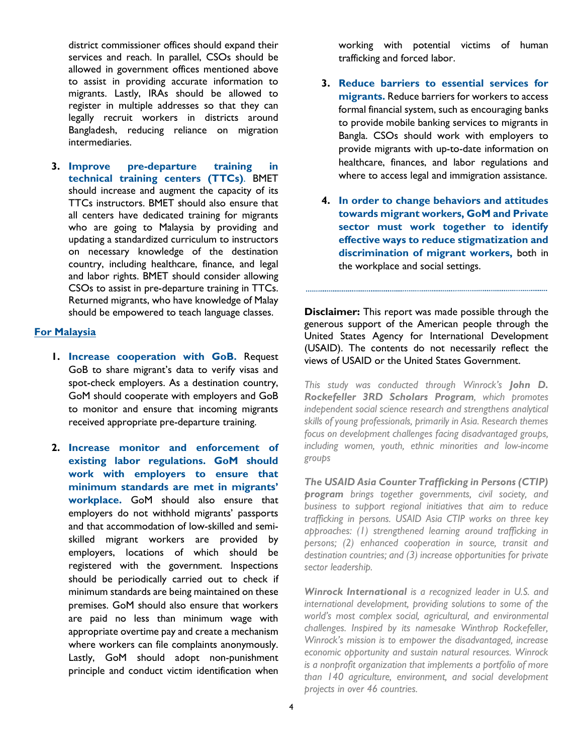district commissioner offices should expand their services and reach. In parallel, CSOs should be allowed in government offices mentioned above to assist in providing accurate information to migrants. Lastly, IRAs should be allowed to register in multiple addresses so that they can legally recruit workers in districts around Bangladesh, reducing reliance on migration intermediaries.

3. **Improve pre-departure training in technical training centers (TTCs)**. BMET should increase and augment the capacity of its TTCs instructors. BMET should also ensure that all centers have dedicated training for migrants who are going to Malaysia by providing and updating a standardized curriculum to instructors on necessary knowledge of the destination country, including healthcare, finance, and legal and labor rights. BMET should consider allowing CSOs to assist in pre-departure training in TTCs. Returned migrants, who have knowledge of Malay should be empowered to teach language classes.

## For Malaysia

1. **Increase cooperation with GoB.** Request GoB to share migrant's data to verify visas and spot-check employers. As a destination country, GoM should cooperate with employers and GoB to monitor and ensure that incoming migrants received appropriate pre-departure training.

2. **Increase monitor and enforcement of existing labor regulations. GoM should work with employers to ensure that minimum standards are met in migrants' workplace.** GoM should also ensure that employers do not withhold migrants' passports and that accommodation of low-skilled and semi-skilled migrant workers are provided by employers, locations of which should be registered with the government. Inspections should be periodically carried out to check if minimum standards are being maintained on these premises. GoM should also ensure that workers are paid no less than minimum wage with appropriate overtime pay and create a mechanism where workers can file complaints anonymously. Lastly, GoM should adopt non-punishment principle and conduct victim identification when working with potential victims of human trafficking and forced labor.

3. **Reduce barriers to essential services for migrants.** Reduce barriers for workers to access formal financial system, such as encouraging banks to provide mobile banking services to migrants in Bangla. CSOs should work with employers to provide migrants with up-to-date information on healthcare, finances, and labor regulations and where to access legal and immigration assistance.

4. **In order to change behaviors and attitudes towards migrant workers, GoM and Private sector must work together to identify effective ways to reduce stigmatization and discrimination of migrant workers,** both in the workplace and social settings.

---

**Disclaimer:** This report was made possible through the generous support of the American people through the United States Agency for International Development (USAID). The contents do not necessarily reflect the views of USAID or the United States Government.

*This study was conducted through Winrock's **John D. Rockefeller 3RD Scholars Program**, which promotes independent social science research and strengthens analytical skills of young professionals, primarily in Asia. Research themes focus on development challenges facing disadvantaged groups, including women, youth, ethnic minorities and low-income groups*

***The USAID Asia Counter Trafficking in Persons (CTIP) program** brings together governments, civil society, and business to support regional initiatives that aim to reduce trafficking in persons. USAID Asia CTIP works on three key approaches: (1) strengthened learning around trafficking in persons; (2) enhanced cooperation in source, transit and destination countries; and (3) increase opportunities for private sector leadership.*

***Winrock International** is a recognized leader in U.S. and international development, providing solutions to some of the world's most complex social, agricultural, and environmental challenges. Inspired by its namesake Winthrop Rockefeller, Winrock's mission is to empower the disadvantaged, increase economic opportunity and sustain natural resources. Winrock is a nonprofit organization that implements a portfolio of more than 140 agriculture, environment, and social development projects in over 46 countries.*